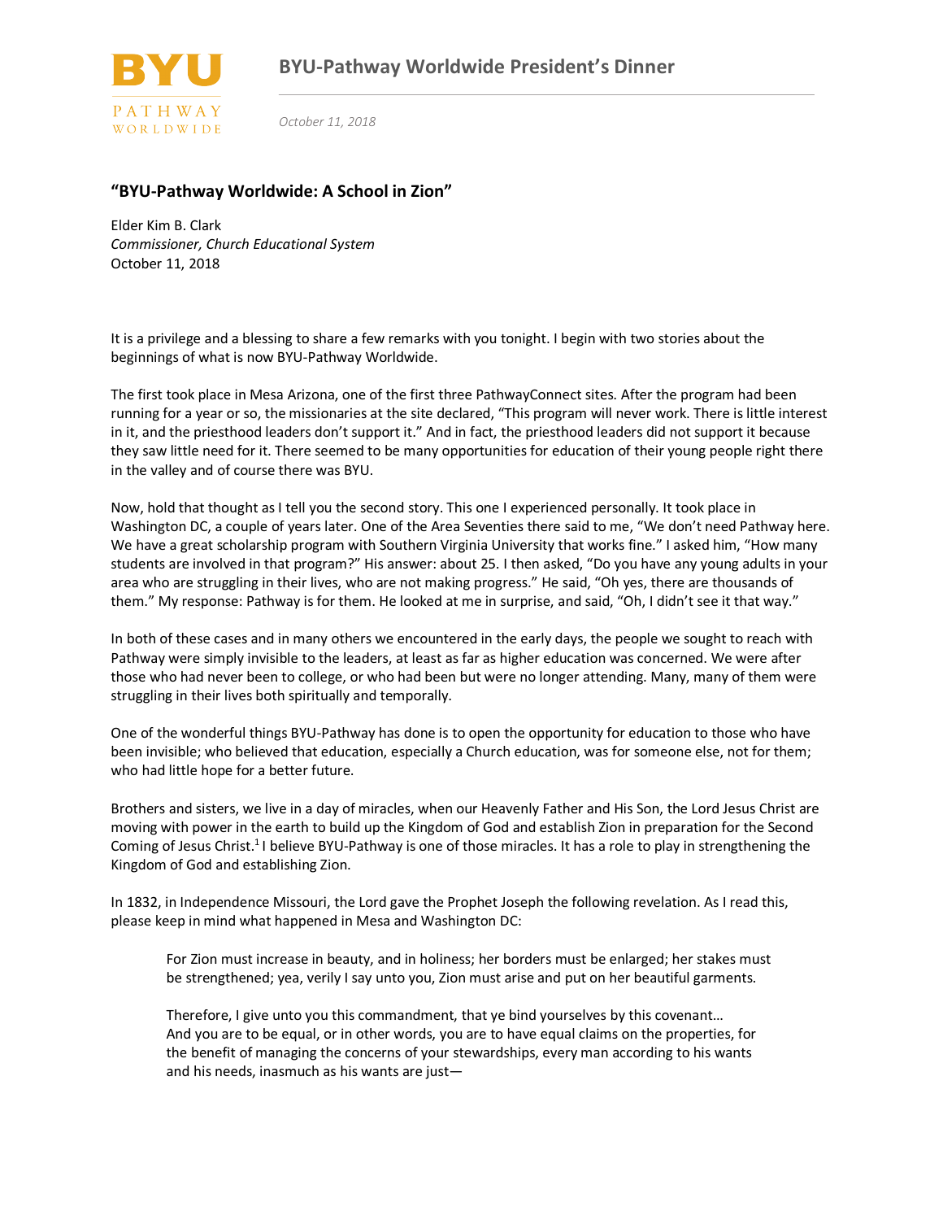# BYU-Pathway Worldwide President's Dinner

*October 11, 2018*

## "BYU-Pathway Worldwide: A School in Zion"

Elder Kim B. Clark
*Commissioner, Church Educational System*
October 11, 2018

It is a privilege and a blessing to share a few remarks with you tonight. I begin with two stories about the beginnings of what is now BYU-Pathway Worldwide.

The first took place in Mesa Arizona, one of the first three PathwayConnect sites. After the program had been running for a year or so, the missionaries at the site declared, "This program will never work. There is little interest in it, and the priesthood leaders don't support it." And in fact, the priesthood leaders did not support it because they saw little need for it. There seemed to be many opportunities for education of their young people right there in the valley and of course there was BYU.

Now, hold that thought as I tell you the second story. This one I experienced personally. It took place in Washington DC, a couple of years later. One of the Area Seventies there said to me, "We don't need Pathway here. We have a great scholarship program with Southern Virginia University that works fine." I asked him, "How many students are involved in that program?" His answer: about 25. I then asked, "Do you have any young adults in your area who are struggling in their lives, who are not making progress." He said, "Oh yes, there are thousands of them." My response: Pathway is for them. He looked at me in surprise, and said, "Oh, I didn't see it that way."

In both of these cases and in many others we encountered in the early days, the people we sought to reach with Pathway were simply invisible to the leaders, at least as far as higher education was concerned. We were after those who had never been to college, or who had been but were no longer attending. Many, many of them were struggling in their lives both spiritually and temporally.

One of the wonderful things BYU-Pathway has done is to open the opportunity for education to those who have been invisible; who believed that education, especially a Church education, was for someone else, not for them; who had little hope for a better future.

Brothers and sisters, we live in a day of miracles, when our Heavenly Father and His Son, the Lord Jesus Christ are moving with power in the earth to build up the Kingdom of God and establish Zion in preparation for the Second Coming of Jesus Christ.[1] I believe BYU-Pathway is one of those miracles. It has a role to play in strengthening the Kingdom of God and establishing Zion.

In 1832, in Independence Missouri, the Lord gave the Prophet Joseph the following revelation. As I read this, please keep in mind what happened in Mesa and Washington DC:

> For Zion must increase in beauty, and in holiness; her borders must be enlarged; her stakes must be strengthened; yea, verily I say unto you, Zion must arise and put on her beautiful garments.
>
> Therefore, I give unto you this commandment, that ye bind yourselves by this covenant…
> And you are to be equal, or in other words, you are to have equal claims on the properties, for the benefit of managing the concerns of your stewardships, every man according to his wants and his needs, inasmuch as his wants are just—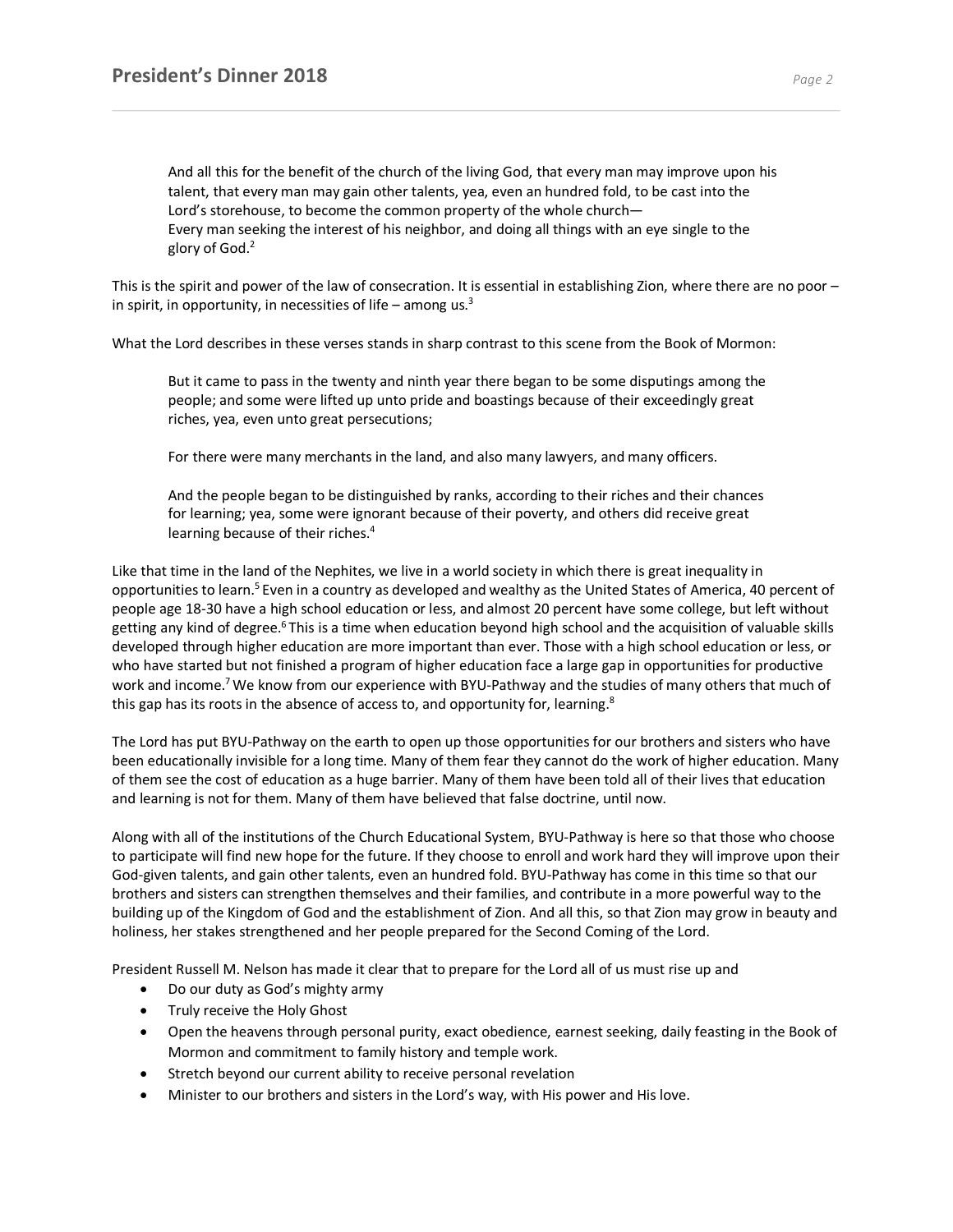> And all this for the benefit of the church of the living God, that every man may improve upon his talent, that every man may gain other talents, yea, even an hundred fold, to be cast into the Lord's storehouse, to become the common property of the whole church—
> Every man seeking the interest of his neighbor, and doing all things with an eye single to the glory of God.[2]

This is the spirit and power of the law of consecration. It is essential in establishing Zion, where there are no poor – in spirit, in opportunity, in necessities of life – among us.[3]

What the Lord describes in these verses stands in sharp contrast to this scene from the Book of Mormon:

> But it came to pass in the twenty and ninth year there began to be some disputings among the people; and some were lifted up unto pride and boastings because of their exceedingly great riches, yea, even unto great persecutions;
>
> For there were many merchants in the land, and also many lawyers, and many officers.
>
> And the people began to be distinguished by ranks, according to their riches and their chances for learning; yea, some were ignorant because of their poverty, and others did receive great learning because of their riches.[4]

Like that time in the land of the Nephites, we live in a world society in which there is great inequality in opportunities to learn.[5] Even in a country as developed and wealthy as the United States of America, 40 percent of people age 18-30 have a high school education or less, and almost 20 percent have some college, but left without getting any kind of degree.[6] This is a time when education beyond high school and the acquisition of valuable skills developed through higher education are more important than ever. Those with a high school education or less, or who have started but not finished a program of higher education face a large gap in opportunities for productive work and income.[7] We know from our experience with BYU-Pathway and the studies of many others that much of this gap has its roots in the absence of access to, and opportunity for, learning.[8]

The Lord has put BYU-Pathway on the earth to open up those opportunities for our brothers and sisters who have been educationally invisible for a long time. Many of them fear they cannot do the work of higher education. Many of them see the cost of education as a huge barrier. Many of them have been told all of their lives that education and learning is not for them. Many of them have believed that false doctrine, until now.

Along with all of the institutions of the Church Educational System, BYU-Pathway is here so that those who choose to participate will find new hope for the future. If they choose to enroll and work hard they will improve upon their God-given talents, and gain other talents, even an hundred fold. BYU-Pathway has come in this time so that our brothers and sisters can strengthen themselves and their families, and contribute in a more powerful way to the building up of the Kingdom of God and the establishment of Zion. And all this, so that Zion may grow in beauty and holiness, her stakes strengthened and her people prepared for the Second Coming of the Lord.

President Russell M. Nelson has made it clear that to prepare for the Lord all of us must rise up and

- Do our duty as God's mighty army
- Truly receive the Holy Ghost
- Open the heavens through personal purity, exact obedience, earnest seeking, daily feasting in the Book of Mormon and commitment to family history and temple work.
- Stretch beyond our current ability to receive personal revelation
- Minister to our brothers and sisters in the Lord's way, with His power and His love.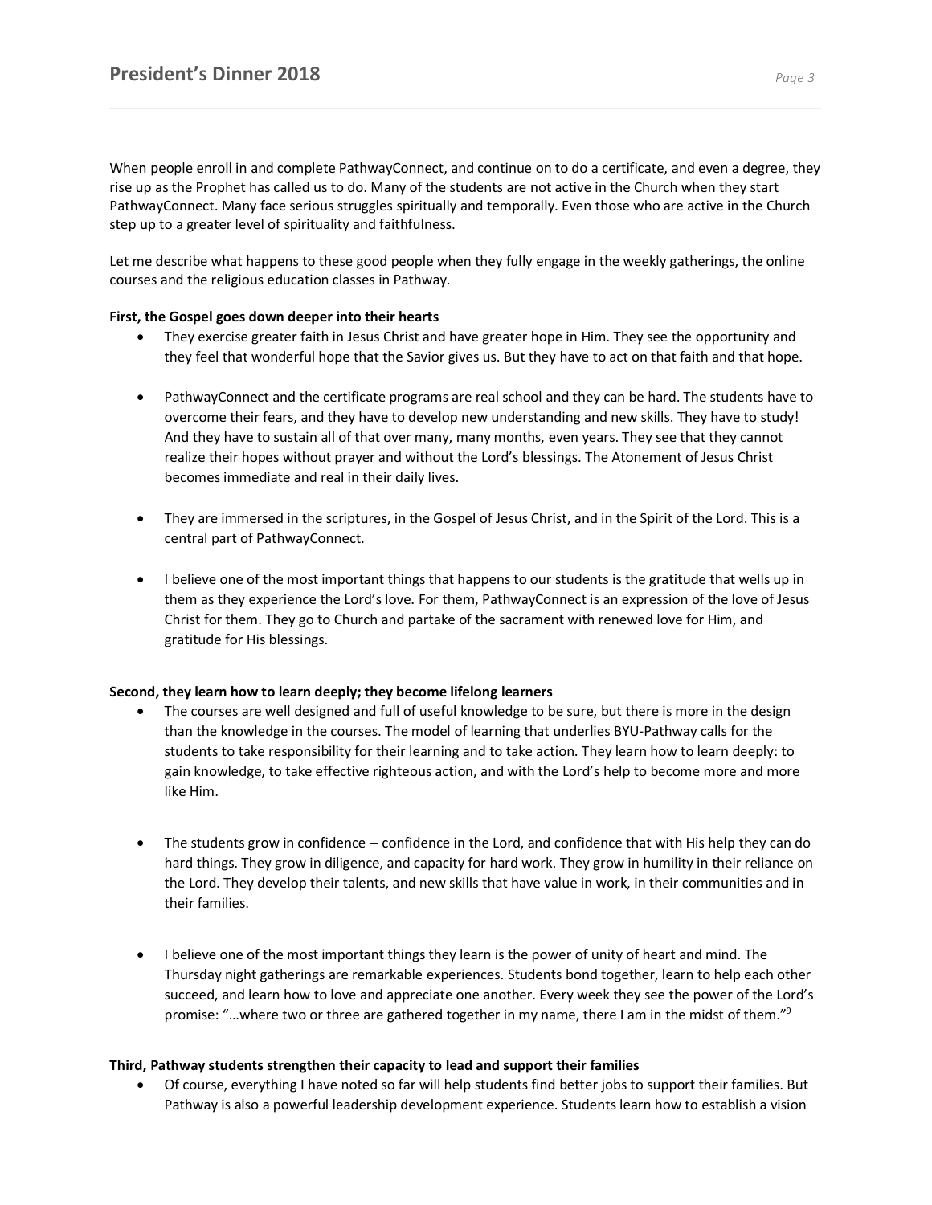When people enroll in and complete PathwayConnect, and continue on to do a certificate, and even a degree, they rise up as the Prophet has called us to do. Many of the students are not active in the Church when they start PathwayConnect. Many face serious struggles spiritually and temporally. Even those who are active in the Church step up to a greater level of spirituality and faithfulness.

Let me describe what happens to these good people when they fully engage in the weekly gatherings, the online courses and the religious education classes in Pathway.

**First, the Gospel goes down deeper into their hearts**

- They exercise greater faith in Jesus Christ and have greater hope in Him. They see the opportunity and they feel that wonderful hope that the Savior gives us. But they have to act on that faith and that hope.

- PathwayConnect and the certificate programs are real school and they can be hard. The students have to overcome their fears, and they have to develop new understanding and new skills. They have to study! And they have to sustain all of that over many, many months, even years. They see that they cannot realize their hopes without prayer and without the Lord's blessings. The Atonement of Jesus Christ becomes immediate and real in their daily lives.

- They are immersed in the scriptures, in the Gospel of Jesus Christ, and in the Spirit of the Lord. This is a central part of PathwayConnect.

- I believe one of the most important things that happens to our students is the gratitude that wells up in them as they experience the Lord's love. For them, PathwayConnect is an expression of the love of Jesus Christ for them. They go to Church and partake of the sacrament with renewed love for Him, and gratitude for His blessings.

**Second, they learn how to learn deeply; they become lifelong learners**

- The courses are well designed and full of useful knowledge to be sure, but there is more in the design than the knowledge in the courses. The model of learning that underlies BYU-Pathway calls for the students to take responsibility for their learning and to take action. They learn how to learn deeply: to gain knowledge, to take effective righteous action, and with the Lord's help to become more and more like Him.

- The students grow in confidence -- confidence in the Lord, and confidence that with His help they can do hard things. They grow in diligence, and capacity for hard work. They grow in humility in their reliance on the Lord. They develop their talents, and new skills that have value in work, in their communities and in their families.

- I believe one of the most important things they learn is the power of unity of heart and mind. The Thursday night gatherings are remarkable experiences. Students bond together, learn to help each other succeed, and learn how to love and appreciate one another. Every week they see the power of the Lord's promise: "…where two or three are gathered together in my name, there I am in the midst of them."[9]

**Third, Pathway students strengthen their capacity to lead and support their families**

- Of course, everything I have noted so far will help students find better jobs to support their families. But Pathway is also a powerful leadership development experience. Students learn how to establish a vision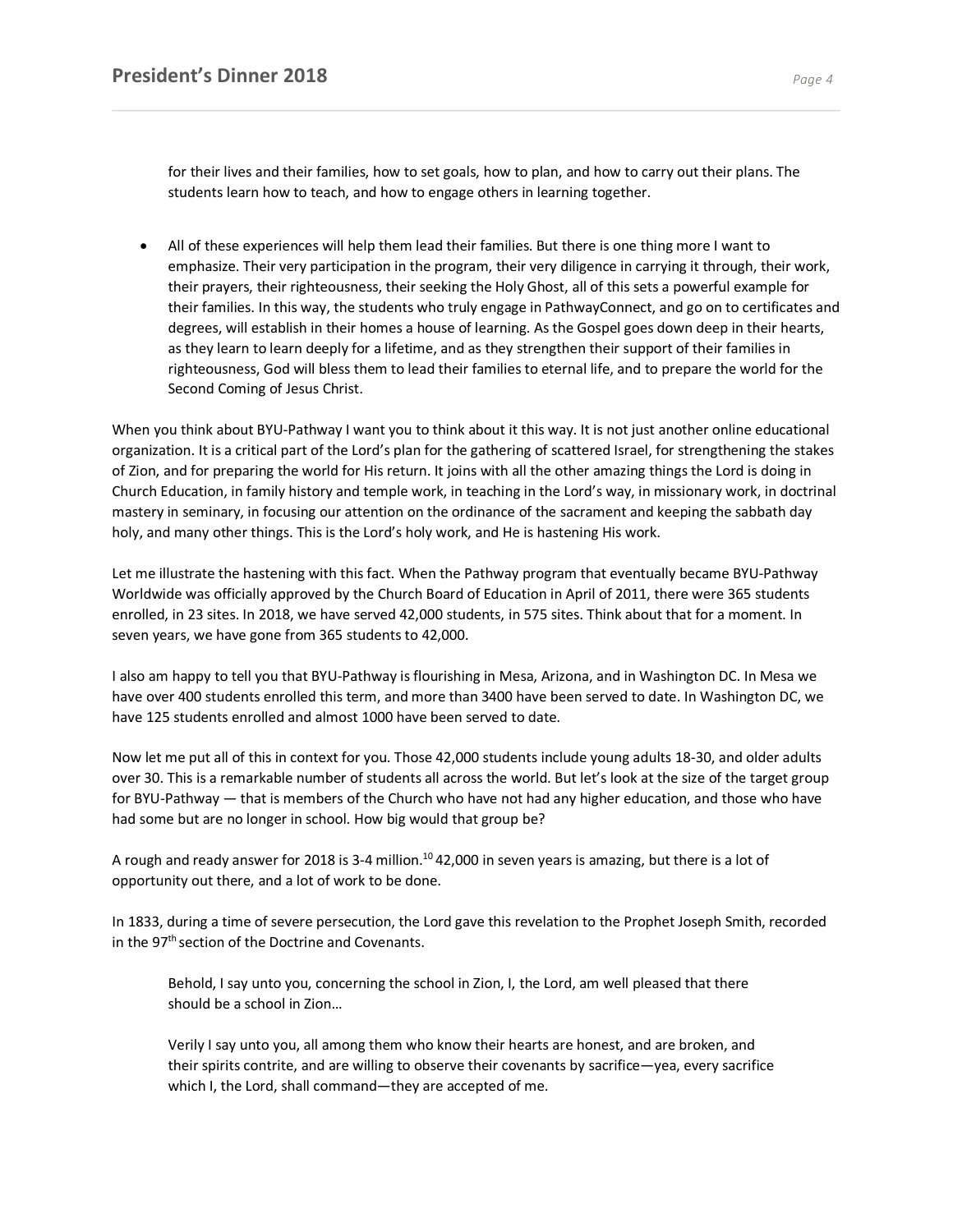for their lives and their families, how to set goals, how to plan, and how to carry out their plans. The students learn how to teach, and how to engage others in learning together.

- All of these experiences will help them lead their families. But there is one thing more I want to emphasize. Their very participation in the program, their very diligence in carrying it through, their work, their prayers, their righteousness, their seeking the Holy Ghost, all of this sets a powerful example for their families. In this way, the students who truly engage in PathwayConnect, and go on to certificates and degrees, will establish in their homes a house of learning. As the Gospel goes down deep in their hearts, as they learn to learn deeply for a lifetime, and as they strengthen their support of their families in righteousness, God will bless them to lead their families to eternal life, and to prepare the world for the Second Coming of Jesus Christ.

When you think about BYU-Pathway I want you to think about it this way. It is not just another online educational organization. It is a critical part of the Lord's plan for the gathering of scattered Israel, for strengthening the stakes of Zion, and for preparing the world for His return. It joins with all the other amazing things the Lord is doing in Church Education, in family history and temple work, in teaching in the Lord's way, in missionary work, in doctrinal mastery in seminary, in focusing our attention on the ordinance of the sacrament and keeping the sabbath day holy, and many other things. This is the Lord's holy work, and He is hastening His work.

Let me illustrate the hastening with this fact. When the Pathway program that eventually became BYU-Pathway Worldwide was officially approved by the Church Board of Education in April of 2011, there were 365 students enrolled, in 23 sites. In 2018, we have served 42,000 students, in 575 sites. Think about that for a moment. In seven years, we have gone from 365 students to 42,000.

I also am happy to tell you that BYU-Pathway is flourishing in Mesa, Arizona, and in Washington DC. In Mesa we have over 400 students enrolled this term, and more than 3400 have been served to date. In Washington DC, we have 125 students enrolled and almost 1000 have been served to date.

Now let me put all of this in context for you. Those 42,000 students include young adults 18-30, and older adults over 30. This is a remarkable number of students all across the world. But let's look at the size of the target group for BYU-Pathway — that is members of the Church who have not had any higher education, and those who have had some but are no longer in school. How big would that group be?

A rough and ready answer for 2018 is 3-4 million.[10] 42,000 in seven years is amazing, but there is a lot of opportunity out there, and a lot of work to be done.

In 1833, during a time of severe persecution, the Lord gave this revelation to the Prophet Joseph Smith, recorded in the 97th section of the Doctrine and Covenants.

> Behold, I say unto you, concerning the school in Zion, I, the Lord, am well pleased that there should be a school in Zion…
>
> Verily I say unto you, all among them who know their hearts are honest, and are broken, and their spirits contrite, and are willing to observe their covenants by sacrifice—yea, every sacrifice which I, the Lord, shall command—they are accepted of me.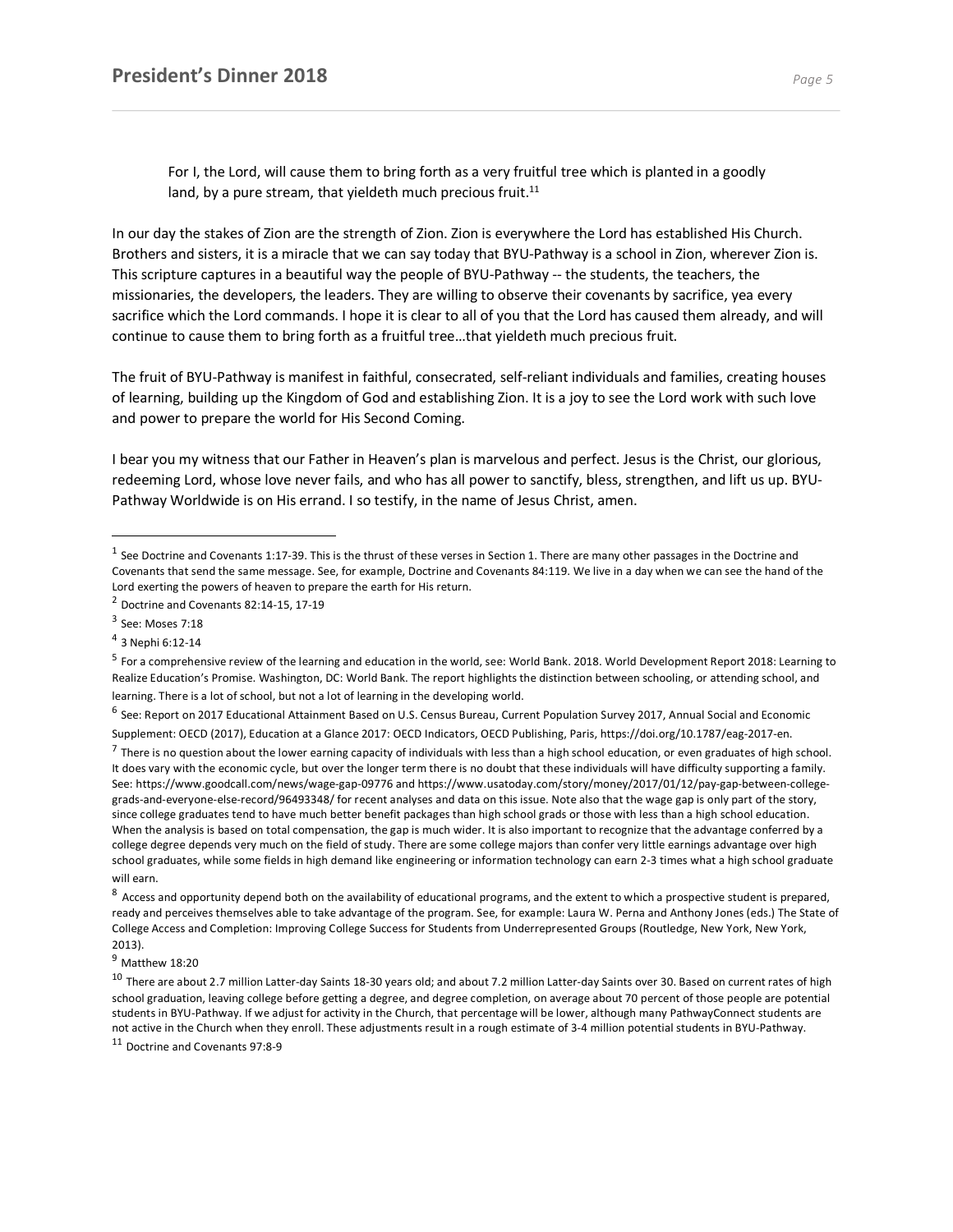> For I, the Lord, will cause them to bring forth as a very fruitful tree which is planted in a goodly land, by a pure stream, that yieldeth much precious fruit.[11]

In our day the stakes of Zion are the strength of Zion. Zion is everywhere the Lord has established His Church. Brothers and sisters, it is a miracle that we can say today that BYU-Pathway is a school in Zion, wherever Zion is. This scripture captures in a beautiful way the people of BYU-Pathway -- the students, the teachers, the missionaries, the developers, the leaders. They are willing to observe their covenants by sacrifice, yea every sacrifice which the Lord commands. I hope it is clear to all of you that the Lord has caused them already, and will continue to cause them to bring forth as a fruitful tree…that yieldeth much precious fruit.

The fruit of BYU-Pathway is manifest in faithful, consecrated, self-reliant individuals and families, creating houses of learning, building up the Kingdom of God and establishing Zion. It is a joy to see the Lord work with such love and power to prepare the world for His Second Coming.

I bear you my witness that our Father in Heaven's plan is marvelous and perfect. Jesus is the Christ, our glorious, redeeming Lord, whose love never fails, and who has all power to sanctify, bless, strengthen, and lift us up. BYU-Pathway Worldwide is on His errand. I so testify, in the name of Jesus Christ, amen.

---

[1] See Doctrine and Covenants 1:17-39. This is the thrust of these verses in Section 1. There are many other passages in the Doctrine and Covenants that send the same message. See, for example, Doctrine and Covenants 84:119. We live in a day when we can see the hand of the Lord exerting the powers of heaven to prepare the earth for His return.

[2] Doctrine and Covenants 82:14-15, 17-19

[3] See: Moses 7:18

[4] 3 Nephi 6:12-14

[5] For a comprehensive review of the learning and education in the world, see: World Bank. 2018. World Development Report 2018: Learning to Realize Education's Promise. Washington, DC: World Bank. The report highlights the distinction between schooling, or attending school, and learning. There is a lot of school, but not a lot of learning in the developing world.

[6] See: Report on 2017 Educational Attainment Based on U.S. Census Bureau, Current Population Survey 2017, Annual Social and Economic Supplement: OECD (2017), Education at a Glance 2017: OECD Indicators, OECD Publishing, Paris, https://doi.org/10.1787/eag-2017-en.

[7] There is no question about the lower earning capacity of individuals with less than a high school education, or even graduates of high school. It does vary with the economic cycle, but over the longer term there is no doubt that these individuals will have difficulty supporting a family. See: https://www.goodcall.com/news/wage-gap-09776 and https://www.usatoday.com/story/money/2017/01/12/pay-gap-between-college-grads-and-everyone-else-record/96493348/ for recent analyses and data on this issue. Note also that the wage gap is only part of the story, since college graduates tend to have much better benefit packages than high school grads or those with less than a high school education. When the analysis is based on total compensation, the gap is much wider. It is also important to recognize that the advantage conferred by a college degree depends very much on the field of study. There are some college majors than confer very little earnings advantage over high school graduates, while some fields in high demand like engineering or information technology can earn 2-3 times what a high school graduate will earn.

[8] Access and opportunity depend both on the availability of educational programs, and the extent to which a prospective student is prepared, ready and perceives themselves able to take advantage of the program. See, for example: Laura W. Perna and Anthony Jones (eds.) The State of College Access and Completion: Improving College Success for Students from Underrepresented Groups (Routledge, New York, New York, 2013).

[9] Matthew 18:20

[10] There are about 2.7 million Latter-day Saints 18-30 years old; and about 7.2 million Latter-day Saints over 30. Based on current rates of high school graduation, leaving college before getting a degree, and degree completion, on average about 70 percent of those people are potential students in BYU-Pathway. If we adjust for activity in the Church, that percentage will be lower, although many PathwayConnect students are not active in the Church when they enroll. These adjustments result in a rough estimate of 3-4 million potential students in BYU-Pathway.

[11] Doctrine and Covenants 97:8-9